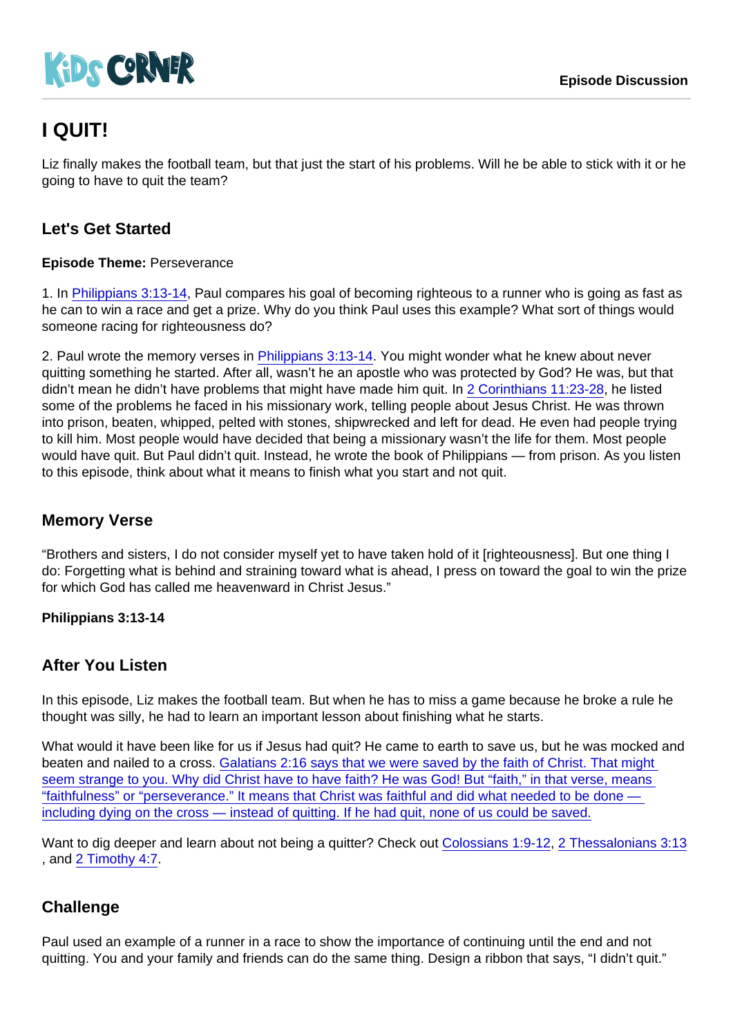Episode Discussion

# I QUIT!

Liz finally makes the football team, but that just the start of his problems. Will he be able to stick with it or he going to have to quit the team?

## Let's Get Started

**Episode Theme:** Perseverance

1. In Philippians 3:13-14, Paul compares his goal of becoming righteous to a runner who is going as fast as he can to win a race and get a prize. Why do you think Paul uses this example? What sort of things would someone racing for righteousness do?

2. Paul wrote the memory verses in Philippians 3:13-14. You might wonder what he knew about never quitting something he started. After all, wasn't he an apostle who was protected by God? He was, but that didn't mean he didn't have problems that might have made him quit. In 2 Corinthians 11:23-28, he listed some of the problems he faced in his missionary work, telling people about Jesus Christ. He was thrown into prison, beaten, whipped, pelted with stones, shipwrecked and left for dead. He even had people trying to kill him. Most people would have decided that being a missionary wasn't the life for them. Most people would have quit. But Paul didn't quit. Instead, he wrote the book of Philippians — from prison. As you listen to this episode, think about what it means to finish what you start and not quit.

## Memory Verse

"Brothers and sisters, I do not consider myself yet to have taken hold of it [righteousness]. But one thing I do: Forgetting what is behind and straining toward what is ahead, I press on toward the goal to win the prize for which God has called me heavenward in Christ Jesus."

**Philippians 3:13-14**

## After You Listen

In this episode, Liz makes the football team. But when he has to miss a game because he broke a rule he thought was silly, he had to learn an important lesson about finishing what he starts.

What would it have been like for us if Jesus had quit? He came to earth to save us, but he was mocked and beaten and nailed to a cross. Galatians 2:16 says that we were saved by the faith of Christ. That might seem strange to you. Why did Christ have to have faith? He was God! But "faith," in that verse, means "faithfulness" or "perseverance." It means that Christ was faithful and did what needed to be done — including dying on the cross — instead of quitting. If he had quit, none of us could be saved.

Want to dig deeper and learn about not being a quitter? Check out Colossians 1:9-12, 2 Thessalonians 3:13, and 2 Timothy 4:7.

## Challenge

Paul used an example of a runner in a race to show the importance of continuing until the end and not quitting. You and your family and friends can do the same thing. Design a ribbon that says, "I didn't quit."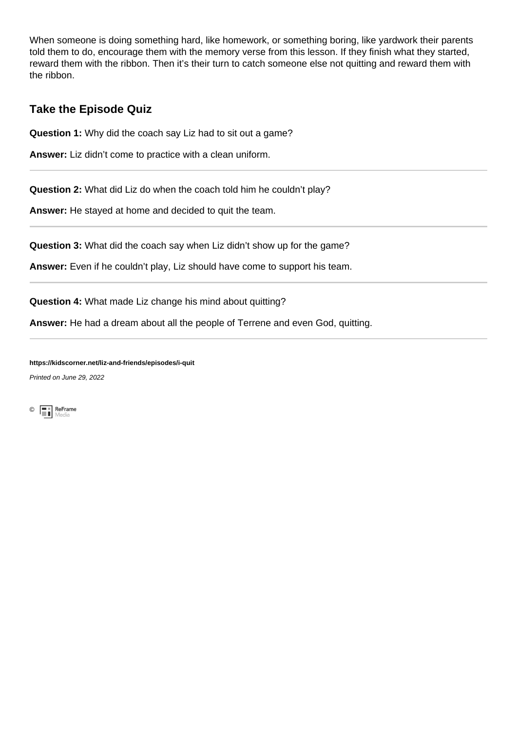When someone is doing something hard, like homework, or something boring, like yardwork their parents told them to do, encourage them with the memory verse from this lesson. If they finish what they started, reward them with the ribbon. Then it’s their turn to catch someone else not quitting and reward them with the ribbon.

## Take the Episode Quiz

**Question 1:** Why did the coach say Liz had to sit out a game?

**Answer:** Liz didn’t come to practice with a clean uniform.

---

**Question 2:** What did Liz do when the coach told him he couldn’t play?

**Answer:** He stayed at home and decided to quit the team.

---

**Question 3:** What did the coach say when Liz didn’t show up for the game?

**Answer:** Even if he couldn’t play, Liz should have come to support his team.

---

**Question 4:** What made Liz change his mind about quitting?

**Answer:** He had a dream about all the people of Terrene and even God, quitting.

---

**https://kidscorner.net/liz-and-friends/episodes/i-quit**

*Printed on June 29, 2022*

© ReFrame Media